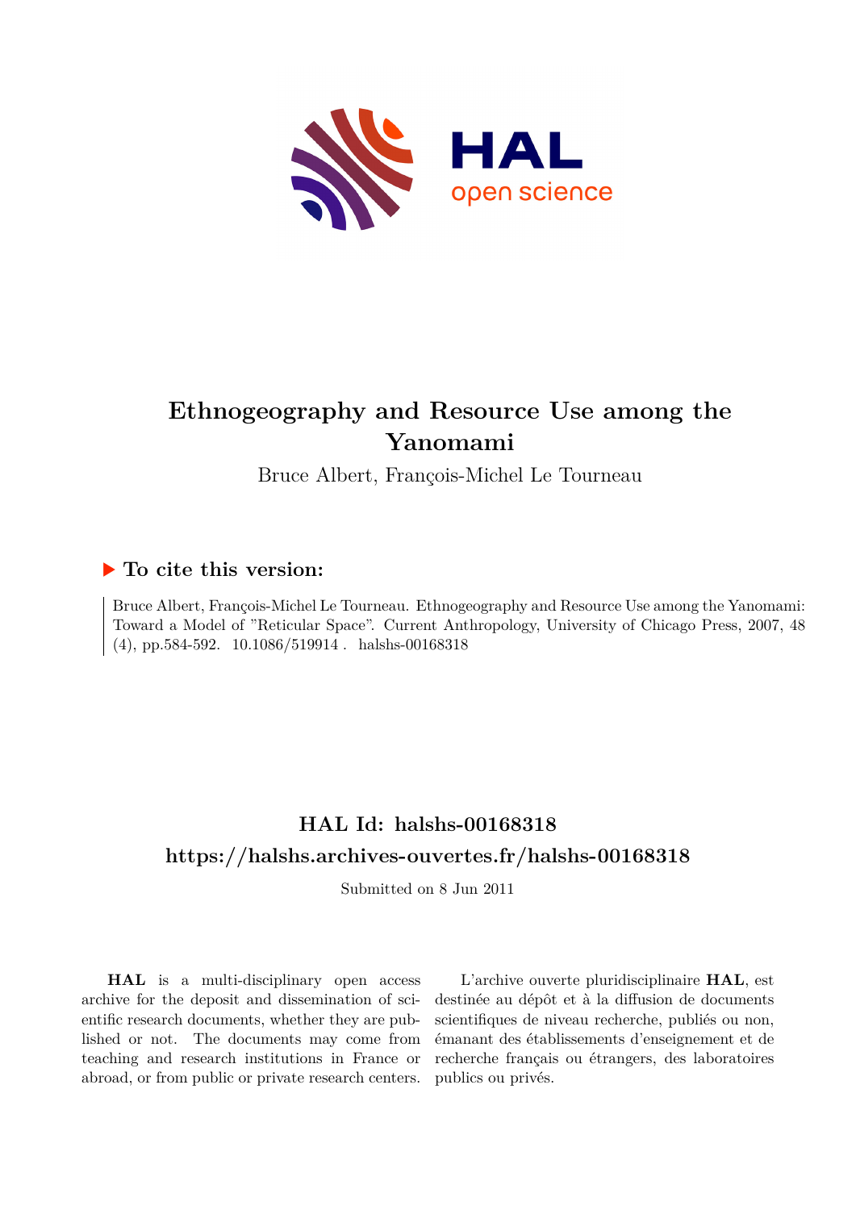# Ethnogeography and Resource Use among the Yanomami

Bruce Albert, François-Michel Le Tourneau

## ▶ To cite this version:

Bruce Albert, François-Michel Le Tourneau. Ethnogeography and Resource Use among the Yanomami: Toward a Model of "Reticular Space". Current Anthropology, University of Chicago Press, 2007, 48 (4), pp.584-592. 10.1086/519914 . halshs-00168318

## HAL Id: halshs-00168318

## https://halshs.archives-ouvertes.fr/halshs-00168318

Submitted on 8 Jun 2011

**HAL** is a multi-disciplinary open access archive for the deposit and dissemination of scientific research documents, whether they are published or not. The documents may come from teaching and research institutions in France or abroad, or from public or private research centers.

L'archive ouverte pluridisciplinaire **HAL**, est destinée au dépôt et à la diffusion de documents scientifiques de niveau recherche, publiés ou non, émanant des établissements d'enseignement et de recherche français ou étrangers, des laboratoires publics ou privés.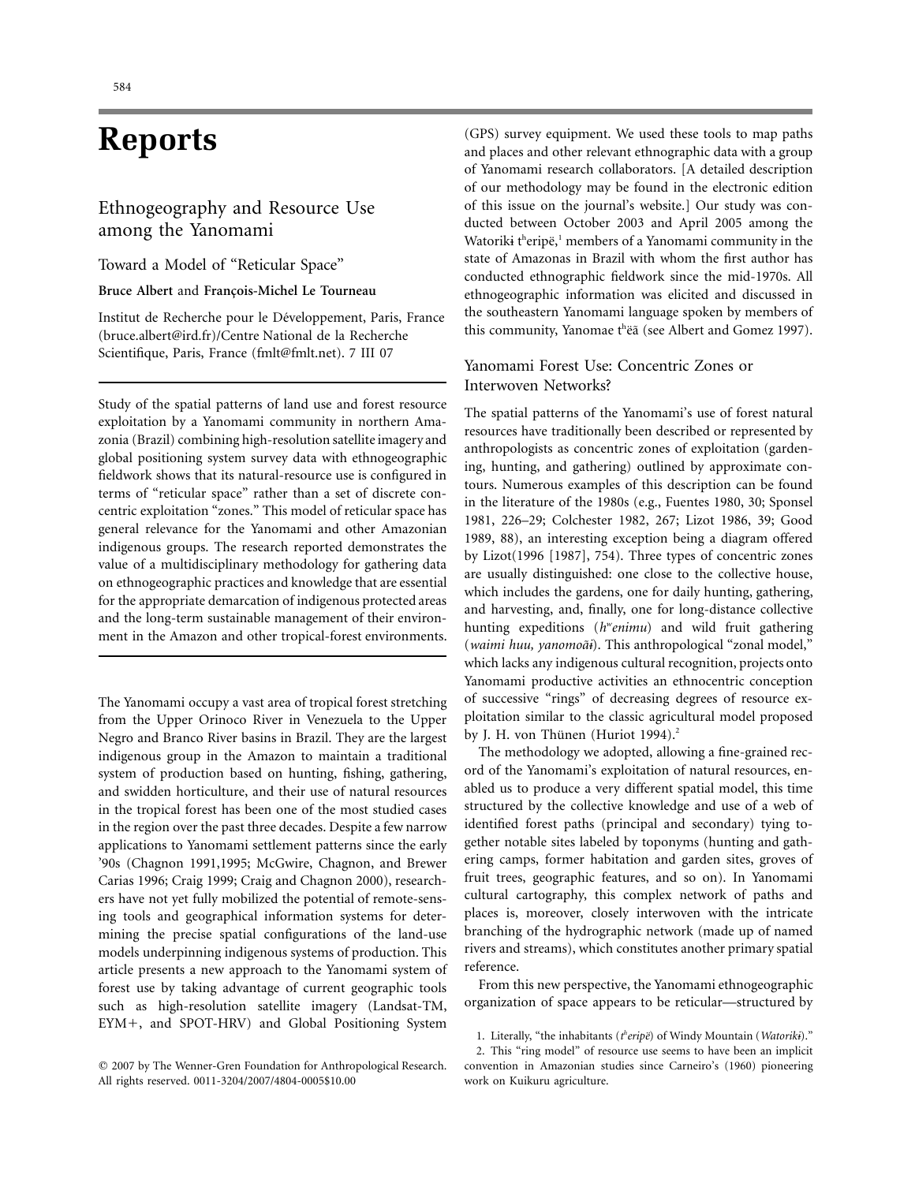# Reports

## Ethnogeography and Resource Use among the Yanomami

### Toward a Model of "Reticular Space"

**Bruce Albert** and **François-Michel Le Tourneau**

Institut de Recherche pour le Développement, Paris, France (bruce.albert@ird.fr)/Centre National de la Recherche Scientifique, Paris, France (fmlt@fmlt.net). 7 III 07

Study of the spatial patterns of land use and forest resource exploitation by a Yanomami community in northern Amazonia (Brazil) combining high-resolution satellite imagery and global positioning system survey data with ethnogeographic fieldwork shows that its natural-resource use is configured in terms of "reticular space" rather than a set of discrete concentric exploitation "zones." This model of reticular space has general relevance for the Yanomami and other Amazonian indigenous groups. The research reported demonstrates the value of a multidisciplinary methodology for gathering data on ethnogeographic practices and knowledge that are essential for the appropriate demarcation of indigenous protected areas and the long-term sustainable management of their environment in the Amazon and other tropical-forest environments.

The Yanomami occupy a vast area of tropical forest stretching from the Upper Orinoco River in Venezuela to the Upper Negro and Branco River basins in Brazil. They are the largest indigenous group in the Amazon to maintain a traditional system of production based on hunting, fishing, gathering, and swidden horticulture, and their use of natural resources in the tropical forest has been one of the most studied cases in the region over the past three decades. Despite a few narrow applications to Yanomami settlement patterns since the early '90s (Chagnon 1991,1995; McGwire, Chagnon, and Brewer Carias 1996; Craig 1999; Craig and Chagnon 2000), researchers have not yet fully mobilized the potential of remote-sensing tools and geographical information systems for determining the precise spatial configurations of the land-use models underpinning indigenous systems of production. This article presents a new approach to the Yanomami system of forest use by taking advantage of current geographic tools such as high-resolution satellite imagery (Landsat-TM, EYM+, and SPOT-HRV) and Global Positioning System (GPS) survey equipment. We used these tools to map paths and places and other relevant ethnographic data with a group of Yanomami research collaborators. [A detailed description of our methodology may be found in the electronic edition of this issue on the journal's website.] Our study was conducted between October 2003 and April 2005 among the Watorikɨ tʰeripë,[1] members of a Yanomami community in the state of Amazonas in Brazil with whom the first author has conducted ethnographic fieldwork since the mid-1970s. All ethnogeographic information was elicited and discussed in the southeastern Yanomami language spoken by members of this community, Yanomae tʰëã (see Albert and Gomez 1997).

### Yanomami Forest Use: Concentric Zones or Interwoven Networks?

The spatial patterns of the Yanomami's use of forest natural resources have traditionally been described or represented by anthropologists as concentric zones of exploitation (gardening, hunting, and gathering) outlined by approximate contours. Numerous examples of this description can be found in the literature of the 1980s (e.g., Fuentes 1980, 30; Sponsel 1981, 226–29; Colchester 1982, 267; Lizot 1986, 39; Good 1989, 88), an interesting exception being a diagram offered by Lizot(1996 [1987], 754). Three types of concentric zones are usually distinguished: one close to the collective house, which includes the gardens, one for daily hunting, gathering, and harvesting, and, finally, one for long-distance collective hunting expeditions (*hʷenimu*) and wild fruit gathering (*waimi huu, yanomoãɨ*). This anthropological "zonal model," which lacks any indigenous cultural recognition, projects onto Yanomami productive activities an ethnocentric conception of successive "rings" of decreasing degrees of resource exploitation similar to the classic agricultural model proposed by J. H. von Thünen (Huriot 1994).[2]

The methodology we adopted, allowing a fine-grained record of the Yanomami's exploitation of natural resources, enabled us to produce a very different spatial model, this time structured by the collective knowledge and use of a web of identified forest paths (principal and secondary) tying together notable sites labeled by toponyms (hunting and gathering camps, former habitation and garden sites, groves of fruit trees, geographic features, and so on). In Yanomami cultural cartography, this complex network of paths and places is, moreover, closely interwoven with the intricate branching of the hydrographic network (made up of named rivers and streams), which constitutes another primary spatial reference.

From this new perspective, the Yanomami ethnogeographic organization of space appears to be reticular—structured by

1. Literally, "the inhabitants (*tʰeripë*) of Windy Mountain (*Watorikɨ*)."

2. This "ring model" of resource use seems to have been an implicit convention in Amazonian studies since Carneiro's (1960) pioneering work on Kuikuru agriculture.

© 2007 by The Wenner-Gren Foundation for Anthropological Research. All rights reserved. 0011-3204/2007/4804-0005$10.00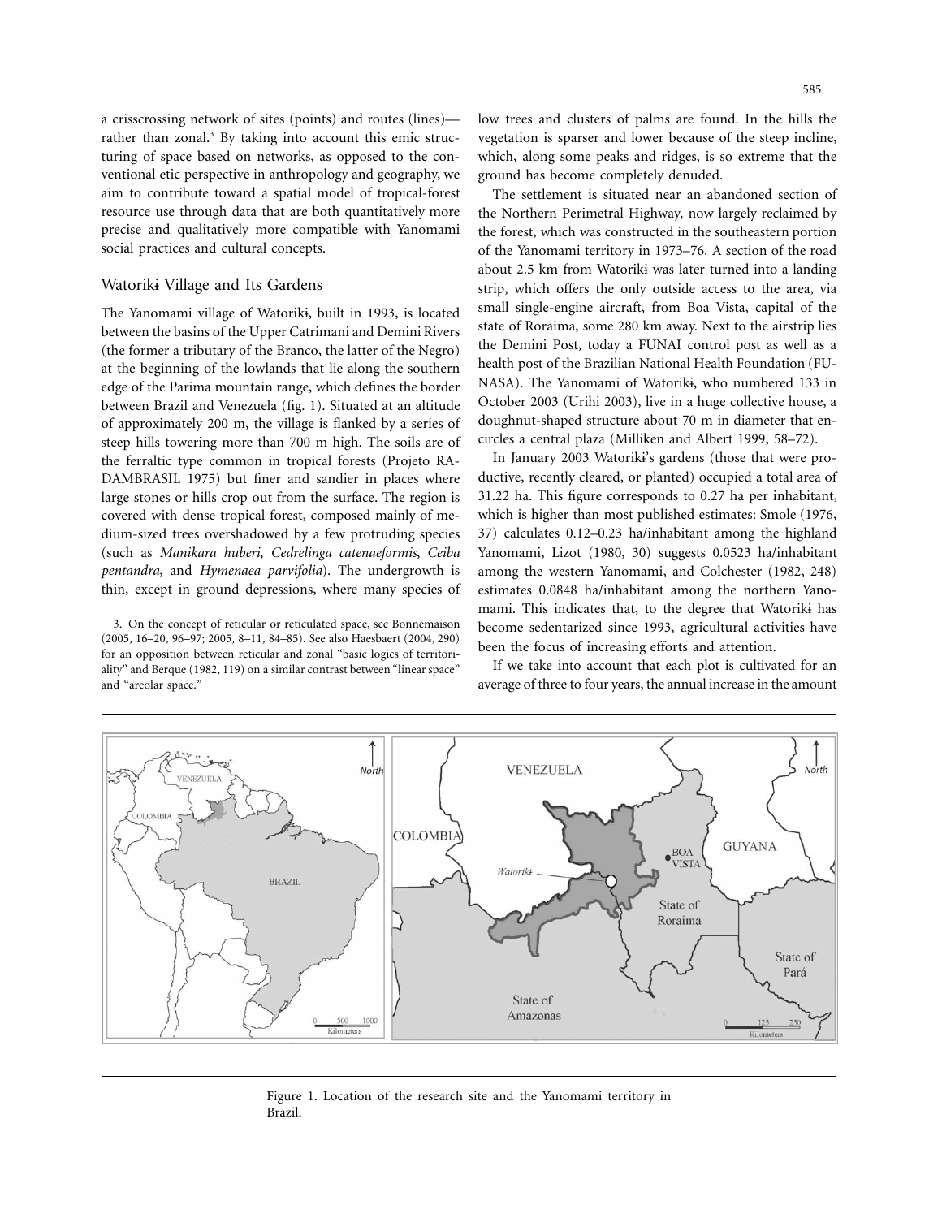a crisscrossing network of sites (points) and routes (lines)—rather than zonal.[3] By taking into account this emic structuring of space based on networks, as opposed to the conventional etic perspective in anthropology and geography, we aim to contribute toward a spatial model of tropical-forest resource use through data that are both quantitatively more precise and qualitatively more compatible with Yanomami social practices and cultural concepts.

## Watorikɨ Village and Its Gardens

The Yanomami village of Watorikɨ, built in 1993, is located between the basins of the Upper Catrimani and Demini Rivers (the former a tributary of the Branco, the latter of the Negro) at the beginning of the lowlands that lie along the southern edge of the Parima mountain range, which defines the border between Brazil and Venezuela (fig. 1). Situated at an altitude of approximately 200 m, the village is flanked by a series of steep hills towering more than 700 m high. The soils are of the ferraltic type common in tropical forests (Projeto RADAMBRASIL 1975) but finer and sandier in places where large stones or hills crop out from the surface. The region is covered with dense tropical forest, composed mainly of medium-sized trees overshadowed by a few protruding species (such as *Manikara huberi*, *Cedrelinga catenaeformis*, *Ceiba pentandra*, and *Hymenaea parvifolia*). The undergrowth is thin, except in ground depressions, where many species of low trees and clusters of palms are found. In the hills the vegetation is sparser and lower because of the steep incline, which, along some peaks and ridges, is so extreme that the ground has become completely denuded.

The settlement is situated near an abandoned section of the Northern Perimetral Highway, now largely reclaimed by the forest, which was constructed in the southeastern portion of the Yanomami territory in 1973–76. A section of the road about 2.5 km from Watorikɨ was later turned into a landing strip, which offers the only outside access to the area, via small single-engine aircraft, from Boa Vista, capital of the state of Roraima, some 280 km away. Next to the airstrip lies the Demini Post, today a FUNAI control post as well as a health post of the Brazilian National Health Foundation (FUNASA). The Yanomami of Watorikɨ, who numbered 133 in October 2003 (Urihi 2003), live in a huge collective house, a doughnut-shaped structure about 70 m in diameter that encircles a central plaza (Milliken and Albert 1999, 58–72).

In January 2003 Watorikɨ's gardens (those that were productive, recently cleared, or planted) occupied a total area of 31.22 ha. This figure corresponds to 0.27 ha per inhabitant, which is higher than most published estimates: Smole (1976, 37) calculates 0.12–0.23 ha/inhabitant among the highland Yanomami, Lizot (1980, 30) suggests 0.0523 ha/inhabitant among the western Yanomami, and Colchester (1982, 248) estimates 0.0848 ha/inhabitant among the northern Yanomami. This indicates that, to the degree that Watorikɨ has become sedentarized since 1993, agricultural activities have been the focus of increasing efforts and attention.

If we take into account that each plot is cultivated for an average of three to four years, the annual increase in the amount

Figure 1. Location of the research site and the Yanomami territory in Brazil.

3. On the concept of reticular or reticulated space, see Bonnemaison (2005, 16–20, 96–97; 2005, 8–11, 84–85). See also Haesbaert (2004, 290) for an opposition between reticular and zonal "basic logics of territoriality" and Berque (1982, 119) on a similar contrast between "linear space" and "areolar space."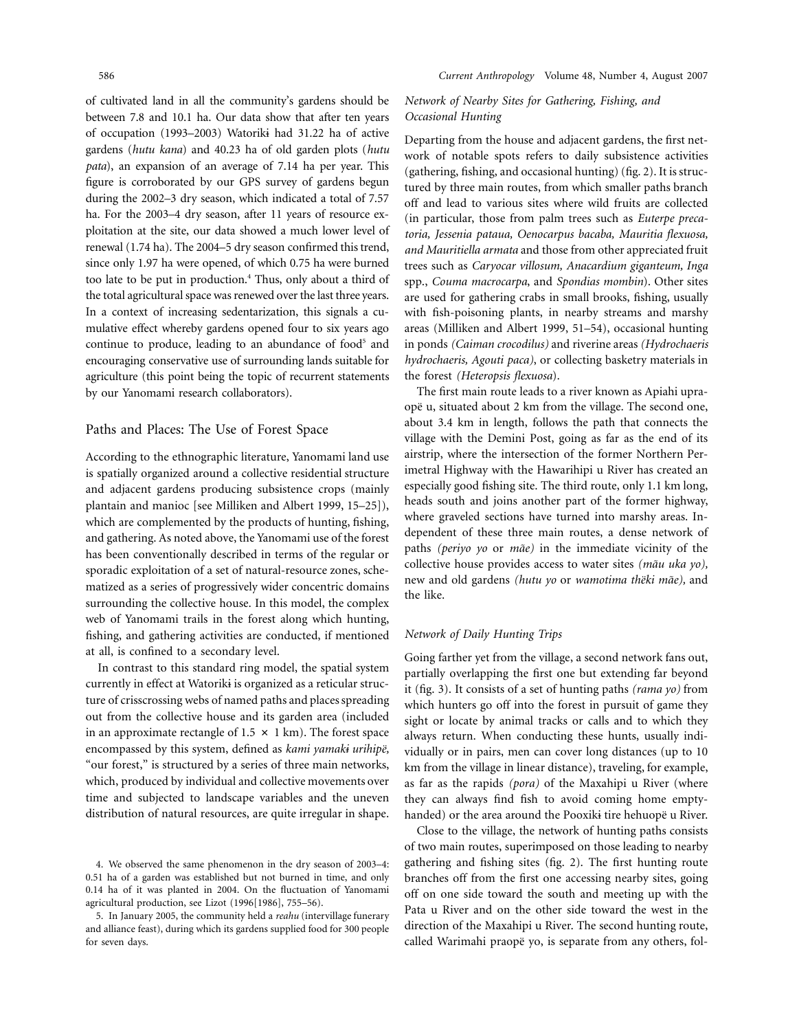of cultivated land in all the community's gardens should be between 7.8 and 10.1 ha. Our data show that after ten years of occupation (1993–2003) Watorikɨ had 31.22 ha of active gardens (*hutu kana*) and 40.23 ha of old garden plots (*hutu pata*), an expansion of an average of 7.14 ha per year. This figure is corroborated by our GPS survey of gardens begun during the 2002–3 dry season, which indicated a total of 7.57 ha. For the 2003–4 dry season, after 11 years of resource exploitation at the site, our data showed a much lower level of renewal (1.74 ha). The 2004–5 dry season confirmed this trend, since only 1.97 ha were opened, of which 0.75 ha were burned too late to be put in production.[4] Thus, only about a third of the total agricultural space was renewed over the last three years. In a context of increasing sedentarization, this signals a cumulative effect whereby gardens opened four to six years ago continue to produce, leading to an abundance of food[5] and encouraging conservative use of surrounding lands suitable for agriculture (this point being the topic of recurrent statements by our Yanomami research collaborators).

## Paths and Places: The Use of Forest Space

According to the ethnographic literature, Yanomami land use is spatially organized around a collective residential structure and adjacent gardens producing subsistence crops (mainly plantain and manioc [see Milliken and Albert 1999, 15–25]), which are complemented by the products of hunting, fishing, and gathering. As noted above, the Yanomami use of the forest has been conventionally described in terms of the regular or sporadic exploitation of a set of natural-resource zones, schematized as a series of progressively wider concentric domains surrounding the collective house. In this model, the complex web of Yanomami trails in the forest along which hunting, fishing, and gathering activities are conducted, if mentioned at all, is confined to a secondary level.

In contrast to this standard ring model, the spatial system currently in effect at Watorikɨ is organized as a reticular structure of crisscrossing webs of named paths and places spreading out from the collective house and its garden area (included in an approximate rectangle of 1.5 × 1 km). The forest space encompassed by this system, defined as *kami yamakɨ urihipë*, "our forest," is structured by a series of three main networks, which, produced by individual and collective movements over time and subjected to landscape variables and the uneven distribution of natural resources, are quite irregular in shape.

### Network of Nearby Sites for Gathering, Fishing, and Occasional Hunting

Departing from the house and adjacent gardens, the first network of notable spots refers to daily subsistence activities (gathering, fishing, and occasional hunting) (fig. 2). It is structured by three main routes, from which smaller paths branch off and lead to various sites where wild fruits are collected (in particular, those from palm trees such as *Euterpe precatoria, Jessenia pataua, Oenocarpus bacaba, Mauritia flexuosa, and Mauritiella armata* and those from other appreciated fruit trees such as *Caryocar villosum, Anacardium giganteum, Inga* spp., *Couma macrocarpa*, and *Spondias mombin*). Other sites are used for gathering crabs in small brooks, fishing, usually with fish-poisoning plants, in nearby streams and marshy areas (Milliken and Albert 1999, 51–54), occasional hunting in ponds *(Caiman crocodilus)* and riverine areas *(Hydrochaeris hydrochaeris, Agouti paca)*, or collecting basketry materials in the forest *(Heteropsis flexuosa)*.

The first main route leads to a river known as Apiahi upraopë u, situated about 2 km from the village. The second one, about 3.4 km in length, follows the path that connects the village with the Demini Post, going as far as the end of its airstrip, where the intersection of the former Northern Perimetral Highway with the Hawarihipi u River has created an especially good fishing site. The third route, only 1.1 km long, heads south and joins another part of the former highway, where graveled sections have turned into marshy areas. Independent of these three main routes, a dense network of paths *(periyo yo* or *mãe)* in the immediate vicinity of the collective house provides access to water sites *(mãu uka yo)*, new and old gardens *(hutu yo* or *wamotima thëki mãe)*, and the like.

### Network of Daily Hunting Trips

Going farther yet from the village, a second network fans out, partially overlapping the first one but extending far beyond it (fig. 3). It consists of a set of hunting paths *(rama yo)* from which hunters go off into the forest in pursuit of game they sight or locate by animal tracks or calls and to which they always return. When conducting these hunts, usually individually or in pairs, men can cover long distances (up to 10 km from the village in linear distance), traveling, for example, as far as the rapids *(pora)* of the Maxahipi u River (where they can always find fish to avoid coming home empty-handed) or the area around the Pooxikɨ tire hehuopë u River.

Close to the village, the network of hunting paths consists of two main routes, superimposed on those leading to nearby gathering and fishing sites (fig. 2). The first hunting route branches off from the first one accessing nearby sites, going off on one side toward the south and meeting up with the Pata u River and on the other side toward the west in the direction of the Maxahipi u River. The second hunting route, called Warimahi praopë yo, is separate from any others, fol-

4. We observed the same phenomenon in the dry season of 2003–4: 0.51 ha of a garden was established but not burned in time, and only 0.14 ha of it was planted in 2004. On the fluctuation of Yanomami agricultural production, see Lizot (1996[1986], 755–56).

5. In January 2005, the community held a *reahu* (intervillage funerary and alliance feast), during which its gardens supplied food for 300 people for seven days.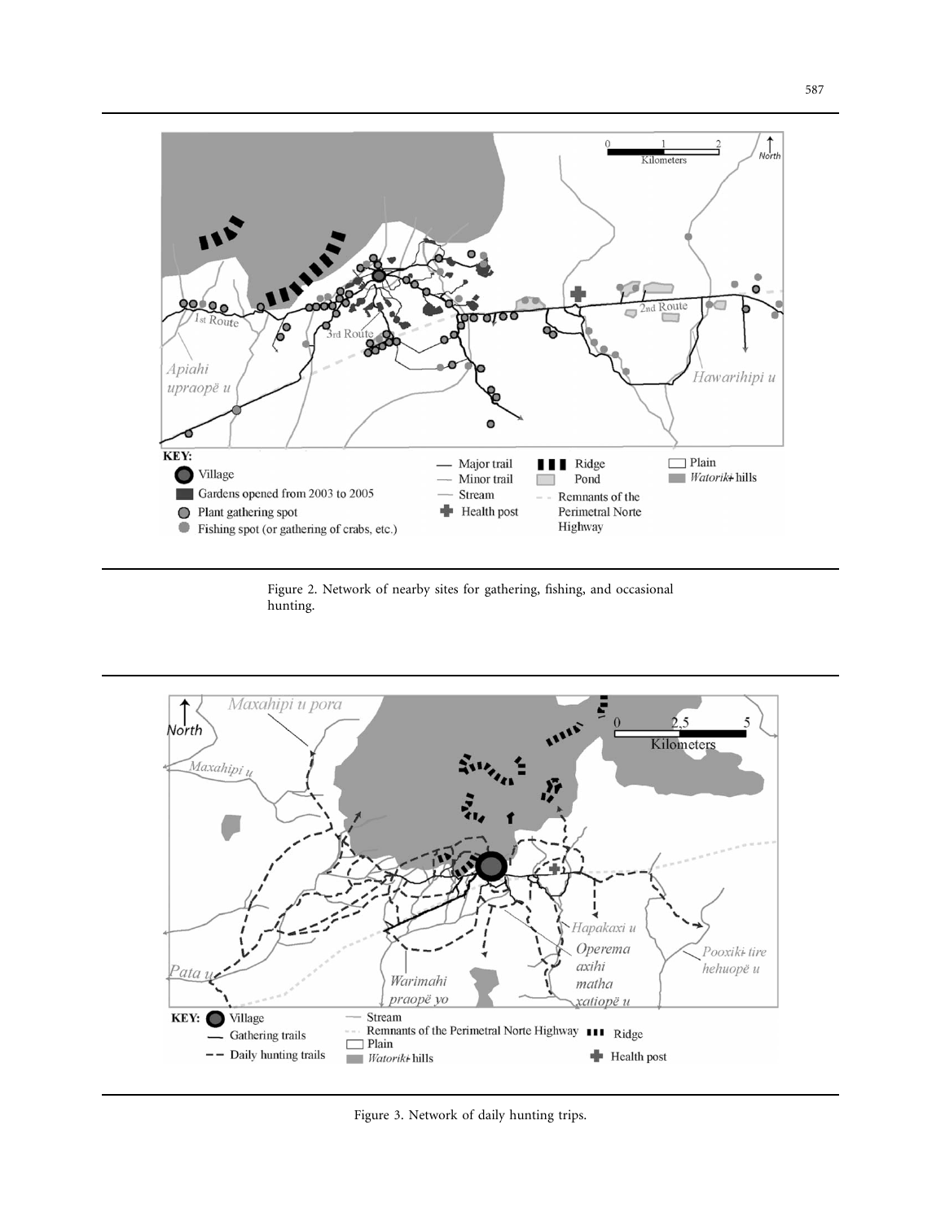Figure 2. Network of nearby sites for gathering, fishing, and occasional hunting.

Figure 3. Network of daily hunting trips.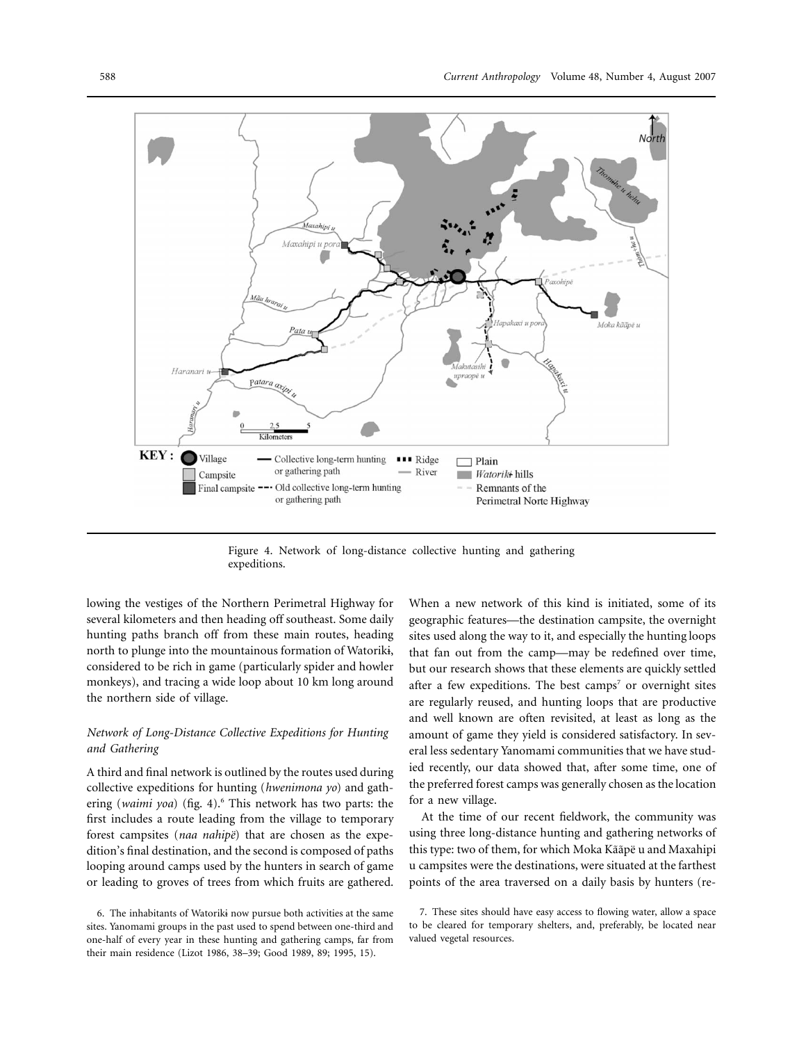Figure 4. Network of long-distance collective hunting and gathering expeditions.

lowing the vestiges of the Northern Perimetral Highway for several kilometers and then heading off southeast. Some daily hunting paths branch off from these main routes, heading north to plunge into the mountainous formation of Watorikɨ, considered to be rich in game (particularly spider and howler monkeys), and tracing a wide loop about 10 km long around the northern side of village.

### *Network of Long-Distance Collective Expeditions for Hunting and Gathering*

A third and final network is outlined by the routes used during collective expeditions for hunting (*hwenimona yo*) and gathering (*waimi yoa*) (fig. 4).[6] This network has two parts: the first includes a route leading from the village to temporary forest campsites (*naa nahipë*) that are chosen as the expedition's final destination, and the second is composed of paths looping around camps used by the hunters in search of game or leading to groves of trees from which fruits are gathered. When a new network of this kind is initiated, some of its geographic features—the destination campsite, the overnight sites used along the way to it, and especially the hunting loops that fan out from the camp—may be redefined over time, but our research shows that these elements are quickly settled after a few expeditions. The best camps[7] or overnight sites are regularly reused, and hunting loops that are productive and well known are often revisited, at least as long as the amount of game they yield is considered satisfactory. In several less sedentary Yanomami communities that we have studied recently, our data showed that, after some time, one of the preferred forest camps was generally chosen as the location for a new village.

At the time of our recent fieldwork, the community was using three long-distance hunting and gathering networks of this type: two of them, for which Moka Kããpë u and Maxahipi u campsites were the destinations, were situated at the farthest points of the area traversed on a daily basis by hunters (re-

6. The inhabitants of Watorikɨ now pursue both activities at the same sites. Yanomami groups in the past used to spend between one-third and one-half of every year in hunting and gathering camps, far from their main residence (Lizot 1986, 38–39; Good 1989, 89; 1995, 15).

7. These sites should have easy access to flowing water, allow a space to be cleared for temporary shelters, and, preferably, be located near valued vegetal resources.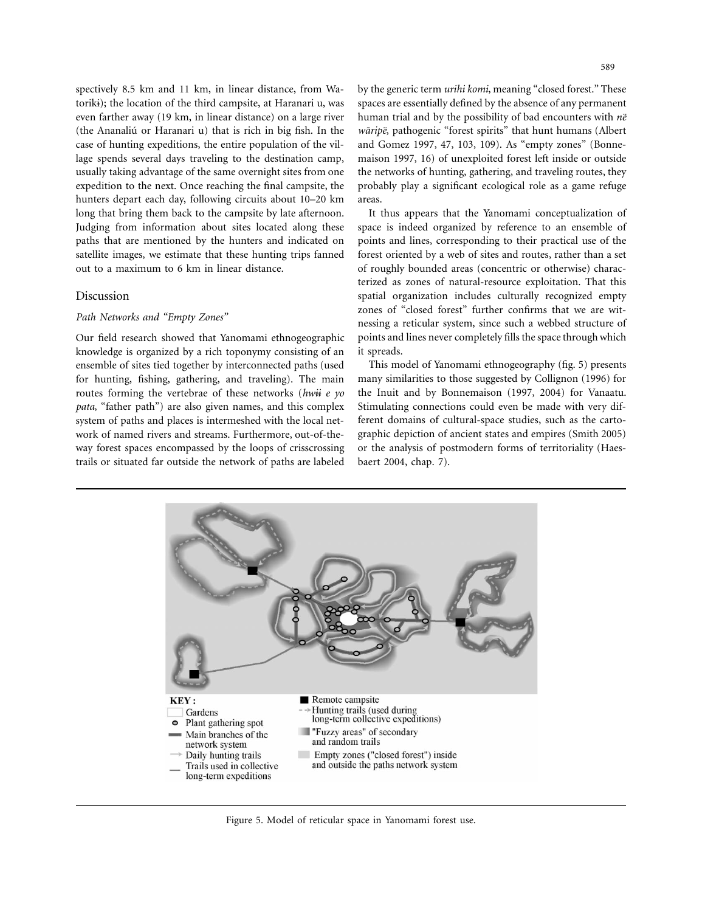spectively 8.5 km and 11 km, in linear distance, from Watorikɨ); the location of the third campsite, at Haranari u, was even farther away (19 km, in linear distance) on a large river (the Ananaliú or Haranari u) that is rich in big fish. In the case of hunting expeditions, the entire population of the village spends several days traveling to the destination camp, usually taking advantage of the same overnight sites from one expedition to the next. Once reaching the final campsite, the hunters depart each day, following circuits about 10–20 km long that bring them back to the campsite by late afternoon. Judging from information about sites located along these paths that are mentioned by the hunters and indicated on satellite images, we estimate that these hunting trips fanned out to a maximum to 6 km in linear distance.

## Discussion

### *Path Networks and "Empty Zones"*

Our field research showed that Yanomami ethnogeographic knowledge is organized by a rich toponymy consisting of an ensemble of sites tied together by interconnected paths (used for hunting, fishing, gathering, and traveling). The main routes forming the vertebrae of these networks (*hwɨɨ e yo pata*, "father path") are also given names, and this complex system of paths and places is intermeshed with the local network of named rivers and streams. Furthermore, out-of-the-way forest spaces encompassed by the loops of crisscrossing trails or situated far outside the network of paths are labeled by the generic term *urihi komi*, meaning "closed forest." These spaces are essentially defined by the absence of any permanent human trial and by the possibility of bad encounters with *në wãripë*, pathogenic "forest spirits" that hunt humans (Albert and Gomez 1997, 47, 103, 109). As "empty zones" (Bonnemaison 1997, 16) of unexploited forest left inside or outside the networks of hunting, gathering, and traveling routes, they probably play a significant ecological role as a game refuge areas.

It thus appears that the Yanomami conceptualization of space is indeed organized by reference to an ensemble of points and lines, corresponding to their practical use of the forest oriented by a web of sites and routes, rather than a set of roughly bounded areas (concentric or otherwise) characterized as zones of natural-resource exploitation. That this spatial organization includes culturally recognized empty zones of "closed forest" further confirms that we are witnessing a reticular system, since such a webbed structure of points and lines never completely fills the space through which it spreads.

This model of Yanomami ethnogeography (fig. 5) presents many similarities to those suggested by Collignon (1996) for the Inuit and by Bonnemaison (1997, 2004) for Vanaatu. Stimulating connections could even be made with very different domains of cultural-space studies, such as the cartographic depiction of ancient states and empires (Smith 2005) or the analysis of postmodern forms of territoriality (Haesbaert 2004, chap. 7).

Figure 5. Model of reticular space in Yanomami forest use.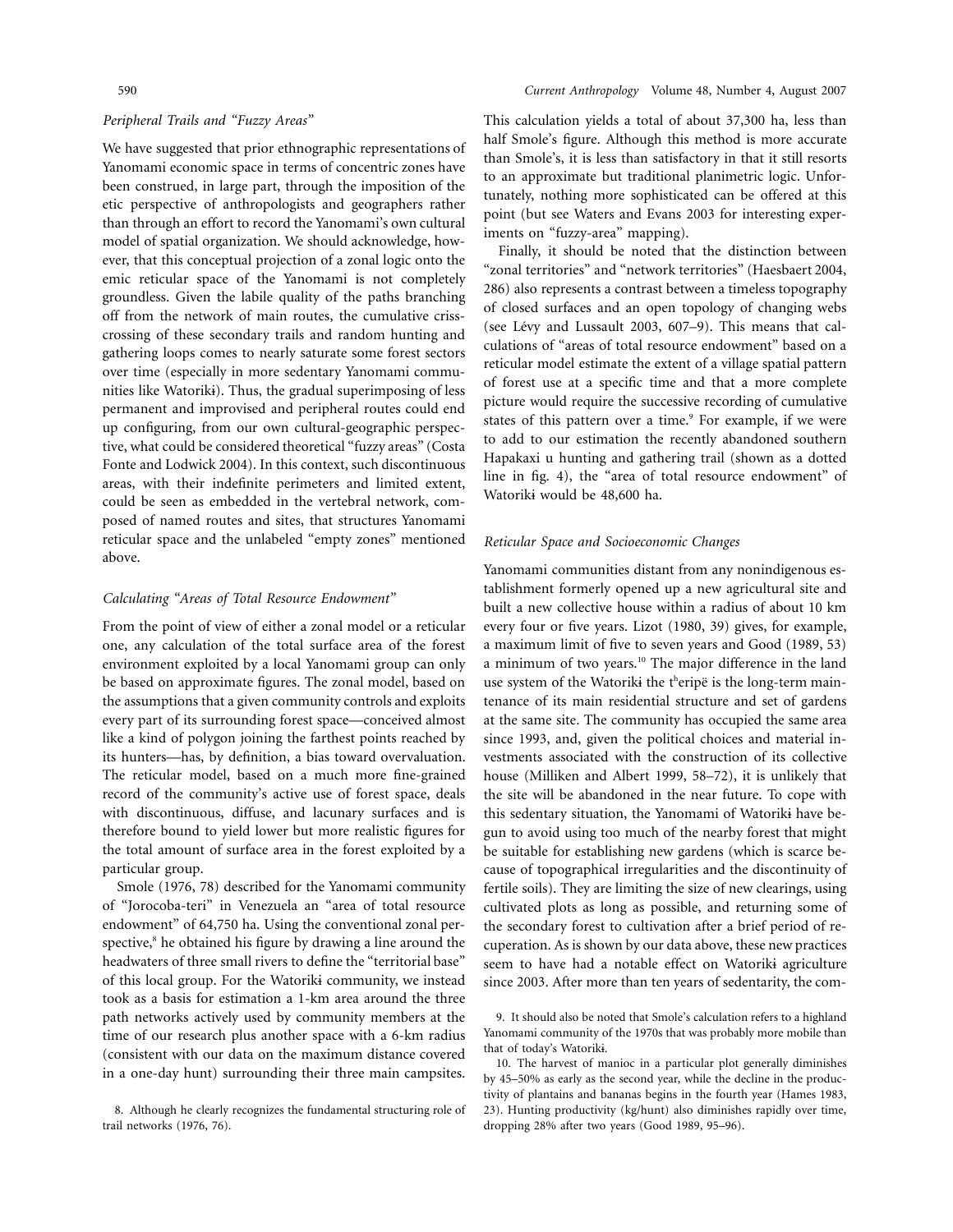### *Peripheral Trails and "Fuzzy Areas"*

We have suggested that prior ethnographic representations of Yanomami economic space in terms of concentric zones have been construed, in large part, through the imposition of the etic perspective of anthropologists and geographers rather than through an effort to record the Yanomami's own cultural model of spatial organization. We should acknowledge, however, that this conceptual projection of a zonal logic onto the emic reticular space of the Yanomami is not completely groundless. Given the labile quality of the paths branching off from the network of main routes, the cumulative crisscrossing of these secondary trails and random hunting and gathering loops comes to nearly saturate some forest sectors over time (especially in more sedentary Yanomami communities like Watorikɨ). Thus, the gradual superimposing of less permanent and improvised and peripheral routes could end up configuring, from our own cultural-geographic perspective, what could be considered theoretical "fuzzy areas" (Costa Fonte and Lodwick 2004). In this context, such discontinuous areas, with their indefinite perimeters and limited extent, could be seen as embedded in the vertebral network, composed of named routes and sites, that structures Yanomami reticular space and the unlabeled "empty zones" mentioned above.

### *Calculating "Areas of Total Resource Endowment"*

From the point of view of either a zonal model or a reticular one, any calculation of the total surface area of the forest environment exploited by a local Yanomami group can only be based on approximate figures. The zonal model, based on the assumptions that a given community controls and exploits every part of its surrounding forest space—conceived almost like a kind of polygon joining the farthest points reached by its hunters—has, by definition, a bias toward overvaluation. The reticular model, based on a much more fine-grained record of the community's active use of forest space, deals with discontinuous, diffuse, and lacunary surfaces and is therefore bound to yield lower but more realistic figures for the total amount of surface area in the forest exploited by a particular group.

Smole (1976, 78) described for the Yanomami community of "Jorocoba-teri" in Venezuela an "area of total resource endowment" of 64,750 ha. Using the conventional zonal perspective,[8] he obtained his figure by drawing a line around the headwaters of three small rivers to define the "territorial base" of this local group. For the Watorikɨ community, we instead took as a basis for estimation a 1-km area around the three path networks actively used by community members at the time of our research plus another space with a 6-km radius (consistent with our data on the maximum distance covered in a one-day hunt) surrounding their three main campsites. This calculation yields a total of about 37,300 ha, less than half Smole's figure. Although this method is more accurate than Smole's, it is less than satisfactory in that it still resorts to an approximate but traditional planimetric logic. Unfortunately, nothing more sophisticated can be offered at this point (but see Waters and Evans 2003 for interesting experiments on "fuzzy-area" mapping).

Finally, it should be noted that the distinction between "zonal territories" and "network territories" (Haesbaert 2004, 286) also represents a contrast between a timeless topography of closed surfaces and an open topology of changing webs (see Lévy and Lussault 2003, 607–9). This means that calculations of "areas of total resource endowment" based on a reticular model estimate the extent of a village spatial pattern of forest use at a specific time and that a more complete picture would require the successive recording of cumulative states of this pattern over a time.[9] For example, if we were to add to our estimation the recently abandoned southern Hapakaxi u hunting and gathering trail (shown as a dotted line in fig. 4), the "area of total resource endowment" of Watorikɨ would be 48,600 ha.

### *Reticular Space and Socioeconomic Changes*

Yanomami communities distant from any nonindigenous establishment formerly opened up a new agricultural site and built a new collective house within a radius of about 10 km every four or five years. Lizot (1980, 39) gives, for example, a maximum limit of five to seven years and Good (1989, 53) a minimum of two years.[10] The major difference in the land use system of the Watorikɨ the tʰeripë is the long-term maintenance of its main residential structure and set of gardens at the same site. The community has occupied the same area since 1993, and, given the political choices and material investments associated with the construction of its collective house (Milliken and Albert 1999, 58–72), it is unlikely that the site will be abandoned in the near future. To cope with this sedentary situation, the Yanomami of Watorikɨ have begun to avoid using too much of the nearby forest that might be suitable for establishing new gardens (which is scarce because of topographical irregularities and the discontinuity of fertile soils). They are limiting the size of new clearings, using cultivated plots as long as possible, and returning some of the secondary forest to cultivation after a brief period of recuperation. As is shown by our data above, these new practices seem to have had a notable effect on Watorikɨ agriculture since 2003. After more than ten years of sedentarity, the com-

8. Although he clearly recognizes the fundamental structuring role of trail networks (1976, 76).

9. It should also be noted that Smole's calculation refers to a highland Yanomami community of the 1970s that was probably more mobile than that of today's Watorikɨ.

10. The harvest of manioc in a particular plot generally diminishes by 45–50% as early as the second year, while the decline in the productivity of plantains and bananas begins in the fourth year (Hames 1983, 23). Hunting productivity (kg/hunt) also diminishes rapidly over time, dropping 28% after two years (Good 1989, 95–96).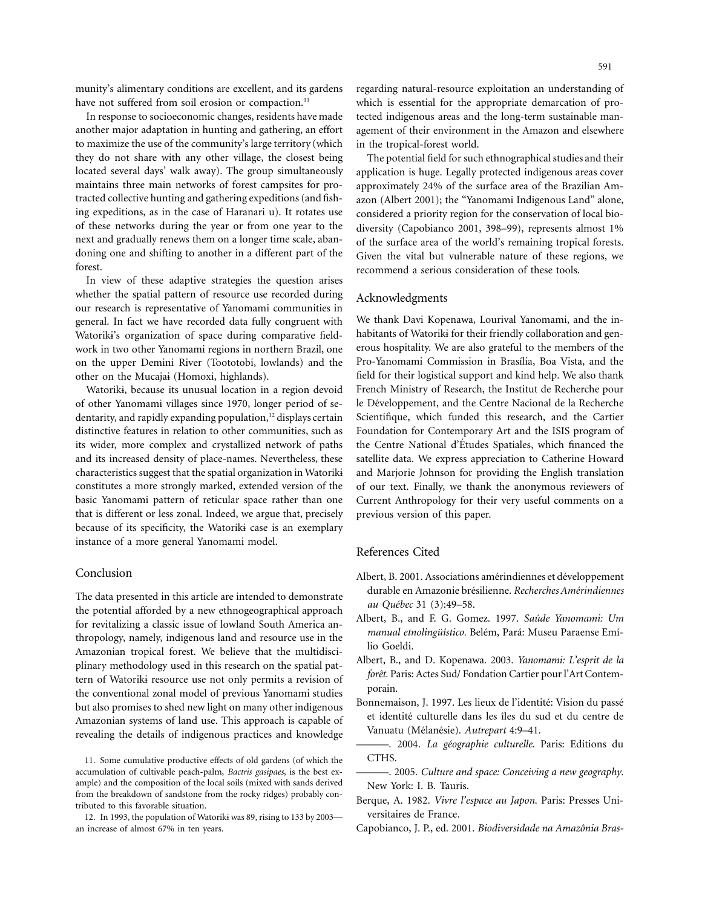munity's alimentary conditions are excellent, and its gardens have not suffered from soil erosion or compaction.[11]

In response to socioeconomic changes, residents have made another major adaptation in hunting and gathering, an effort to maximize the use of the community's large territory (which they do not share with any other village, the closest being located several days' walk away). The group simultaneously maintains three main networks of forest campsites for protracted collective hunting and gathering expeditions (and fishing expeditions, as in the case of Haranari u). It rotates use of these networks during the year or from one year to the next and gradually renews them on a longer time scale, abandoning one and shifting to another in a different part of the forest.

In view of these adaptive strategies the question arises whether the spatial pattern of resource use recorded during our research is representative of Yanomami communities in general. In fact we have recorded data fully congruent with Watorikɨ's organization of space during comparative fieldwork in two other Yanomami regions in northern Brazil, one on the upper Demini River (Toototobi, lowlands) and the other on the Mucajaɨ (Homoxi, highlands).

Watorikɨ, because its unusual location in a region devoid of other Yanomami villages since 1970, longer period of sedentarity, and rapidly expanding population,[12] displays certain distinctive features in relation to other communities, such as its wider, more complex and crystallized network of paths and its increased density of place-names. Nevertheless, these characteristics suggest that the spatial organization in Watorikɨ constitutes a more strongly marked, extended version of the basic Yanomami pattern of reticular space rather than one that is different or less zonal. Indeed, we argue that, precisely because of its specificity, the Watorikɨ case is an exemplary instance of a more general Yanomami model.

## Conclusion

The data presented in this article are intended to demonstrate the potential afforded by a new ethnogeographical approach for revitalizing a classic issue of lowland South America anthropology, namely, indigenous land and resource use in the Amazonian tropical forest. We believe that the multidisciplinary methodology used in this research on the spatial pattern of Watorikɨ resource use not only permits a revision of the conventional zonal model of previous Yanomami studies but also promises to shed new light on many other indigenous Amazonian systems of land use. This approach is capable of revealing the details of indigenous practices and knowledge regarding natural-resource exploitation an understanding of which is essential for the appropriate demarcation of protected indigenous areas and the long-term sustainable management of their environment in the Amazon and elsewhere in the tropical-forest world.

The potential field for such ethnographical studies and their application is huge. Legally protected indigenous areas cover approximately 24% of the surface area of the Brazilian Amazon (Albert 2001); the "Yanomami Indigenous Land" alone, considered a priority region for the conservation of local biodiversity (Capobianco 2001, 398–99), represents almost 1% of the surface area of the world's remaining tropical forests. Given the vital but vulnerable nature of these regions, we recommend a serious consideration of these tools.

## Acknowledgments

We thank Davi Kopenawa, Lourival Yanomami, and the inhabitants of Watorikɨ for their friendly collaboration and generous hospitality. We are also grateful to the members of the Pro-Yanomami Commission in Brasília, Boa Vista, and the field for their logistical support and kind help. We also thank French Ministry of Research, the Institut de Recherche pour le Développement, and the Centre Nacional de la Recherche Scientifique, which funded this research, and the Cartier Foundation for Contemporary Art and the ISIS program of the Centre National d'Études Spatiales, which financed the satellite data. We express appreciation to Catherine Howard and Marjorie Johnson for providing the English translation of our text. Finally, we thank the anonymous reviewers of Current Anthropology for their very useful comments on a previous version of this paper.

## References Cited

Albert, B. 2001. Associations amérindiennes et développement durable en Amazonie brésilienne. *Recherches Amérindiennes au Québec* 31 (3):49–58.

Albert, B., and F. G. Gomez. 1997. *Saúde Yanomami: Um manual etnolingüístico.* Belém, Pará: Museu Paraense Emílio Goeldi.

Albert, B., and D. Kopenawa. 2003. *Yanomami: L'esprit de la forêt.* Paris: Actes Sud/ Fondation Cartier pour l'Art Contemporain.

Bonnemaison, J. 1997. Les lieux de l'identité: Vision du passé et identité culturelle dans les îles du sud et du centre de Vanuatu (Mélanésie). *Autrepart* 4:9–41.

———. 2004. *La géographie culturelle.* Paris: Editions du CTHS.

———. 2005. *Culture and space: Conceiving a new geography.* New York: I. B. Tauris.

Berque, A. 1982. *Vivre l'espace au Japon.* Paris: Presses Universitaires de France.

Capobianco, J. P., ed. 2001. *Biodiversidade na Amazônia Bras-*

11. Some cumulative productive effects of old gardens (of which the accumulation of cultivable peach-palm, *Bactris gasipaes*, is the best example) and the composition of the local soils (mixed with sands derived from the breakdown of sandstone from the rocky ridges) probably contributed to this favorable situation.

12. In 1993, the population of Watorikɨ was 89, rising to 133 by 2003—an increase of almost 67% in ten years.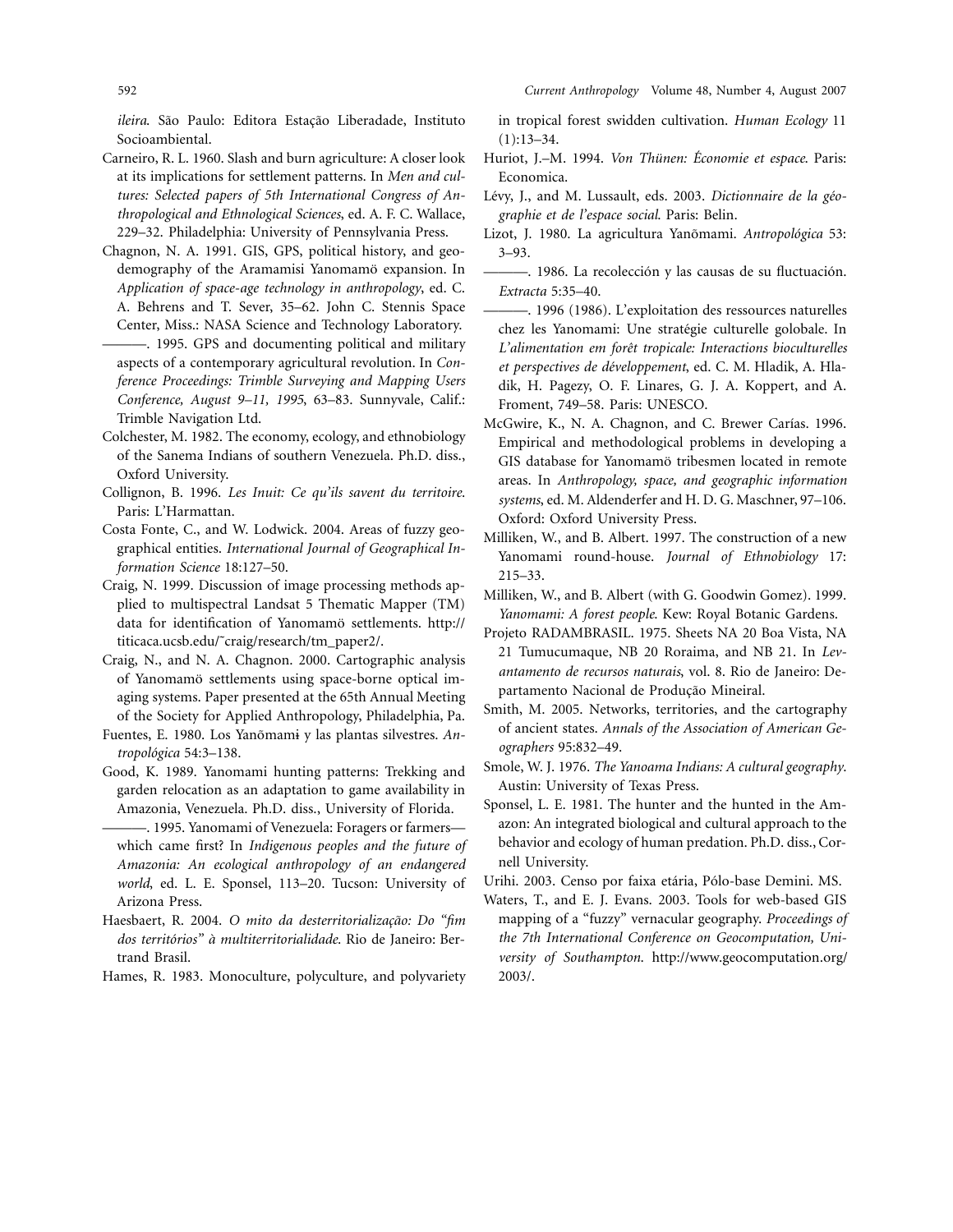*ileira*. São Paulo: Editora Estação Liberadade, Instituto Socioambiental.

Carneiro, R. L. 1960. Slash and burn agriculture: A closer look at its implications for settlement patterns. In *Men and cultures: Selected papers of 5th International Congress of Anthropological and Ethnological Sciences*, ed. A. F. C. Wallace, 229–32. Philadelphia: University of Pennsylvania Press.

Chagnon, N. A. 1991. GIS, GPS, political history, and geodemography of the Aramamisi Yanomamö expansion. In *Application of space-age technology in anthropology*, ed. C. A. Behrens and T. Sever, 35–62. John C. Stennis Space Center, Miss.: NASA Science and Technology Laboratory.

———. 1995. GPS and documenting political and military aspects of a contemporary agricultural revolution. In *Conference Proceedings: Trimble Surveying and Mapping Users Conference, August 9–11, 1995*, 63–83. Sunnyvale, Calif.: Trimble Navigation Ltd.

Colchester, M. 1982. The economy, ecology, and ethnobiology of the Sanema Indians of southern Venezuela. Ph.D. diss., Oxford University.

Collignon, B. 1996. *Les Inuit: Ce qu'ils savent du territoire*. Paris: L'Harmattan.

Costa Fonte, C., and W. Lodwick. 2004. Areas of fuzzy geographical entities. *International Journal of Geographical Information Science* 18:127–50.

Craig, N. 1999. Discussion of image processing methods applied to multispectral Landsat 5 Thematic Mapper (TM) data for identification of Yanomamö settlements. http://titicaca.ucsb.edu/~craig/research/tm_paper2/.

Craig, N., and N. A. Chagnon. 2000. Cartographic analysis of Yanomamö settlements using space-borne optical imaging systems. Paper presented at the 65th Annual Meeting of the Society for Applied Anthropology, Philadelphia, Pa.

Fuentes, E. 1980. Los Yanõmamɨ y las plantas silvestres. *Antropológica* 54:3–138.

Good, K. 1989. Yanomami hunting patterns: Trekking and garden relocation as an adaptation to game availability in Amazonia, Venezuela. Ph.D. diss., University of Florida.

———. 1995. Yanomami of Venezuela: Foragers or farmers—which came first? In *Indigenous peoples and the future of Amazonia: An ecological anthropology of an endangered world*, ed. L. E. Sponsel, 113–20. Tucson: University of Arizona Press.

Haesbaert, R. 2004. *O mito da desterritorialização: Do "fim dos territórios" à multiterritorialidade*. Rio de Janeiro: Bertrand Brasil.

Hames, R. 1983. Monoculture, polyculture, and polyvariety in tropical forest swidden cultivation. *Human Ecology* 11 (1):13–34.

Huriot, J.–M. 1994. *Von Thünen: Économie et espace*. Paris: Economica.

Lévy, J., and M. Lussault, eds. 2003. *Dictionnaire de la géographie et de l'espace social*. Paris: Belin.

Lizot, J. 1980. La agricultura Yanõmami. *Antropológica* 53: 3–93.

———. 1986. La recolección y las causas de su fluctuación. *Extracta* 5:35–40.

———. 1996 (1986). L'exploitation des ressources naturelles chez les Yanomami: Une stratégie culturelle golobale. In *L'alimentation em forêt tropicale: Interactions bioculturelles et perspectives de développement*, ed. C. M. Hladik, A. Hladik, H. Pagezy, O. F. Linares, G. J. A. Koppert, and A. Froment, 749–58. Paris: UNESCO.

McGwire, K., N. A. Chagnon, and C. Brewer Carías. 1996. Empirical and methodological problems in developing a GIS database for Yanomamö tribesmen located in remote areas. In *Anthropology, space, and geographic information systems*, ed. M. Aldenderfer and H. D. G. Maschner, 97–106. Oxford: Oxford University Press.

Milliken, W., and B. Albert. 1997. The construction of a new Yanomami round-house. *Journal of Ethnobiology* 17: 215–33.

Milliken, W., and B. Albert (with G. Goodwin Gomez). 1999. *Yanomami: A forest people*. Kew: Royal Botanic Gardens.

Projeto RADAMBRASIL. 1975. Sheets NA 20 Boa Vista, NA 21 Tumucumaque, NB 20 Roraima, and NB 21. In *Levantamento de recursos naturais*, vol. 8. Rio de Janeiro: Departamento Nacional de Produção Mineiral.

Smith, M. 2005. Networks, territories, and the cartography of ancient states. *Annals of the Association of American Geographers* 95:832–49.

Smole, W. J. 1976. *The Yanoama Indians: A cultural geography*. Austin: University of Texas Press.

Sponsel, L. E. 1981. The hunter and the hunted in the Amazon: An integrated biological and cultural approach to the behavior and ecology of human predation. Ph.D. diss., Cornell University.

Urihi. 2003. Censo por faixa etária, Pólo-base Demini. MS.

Waters, T., and E. J. Evans. 2003. Tools for web-based GIS mapping of a "fuzzy" vernacular geography. *Proceedings of the 7th International Conference on Geocomputation, University of Southampton*. http://www.geocomputation.org/2003/.